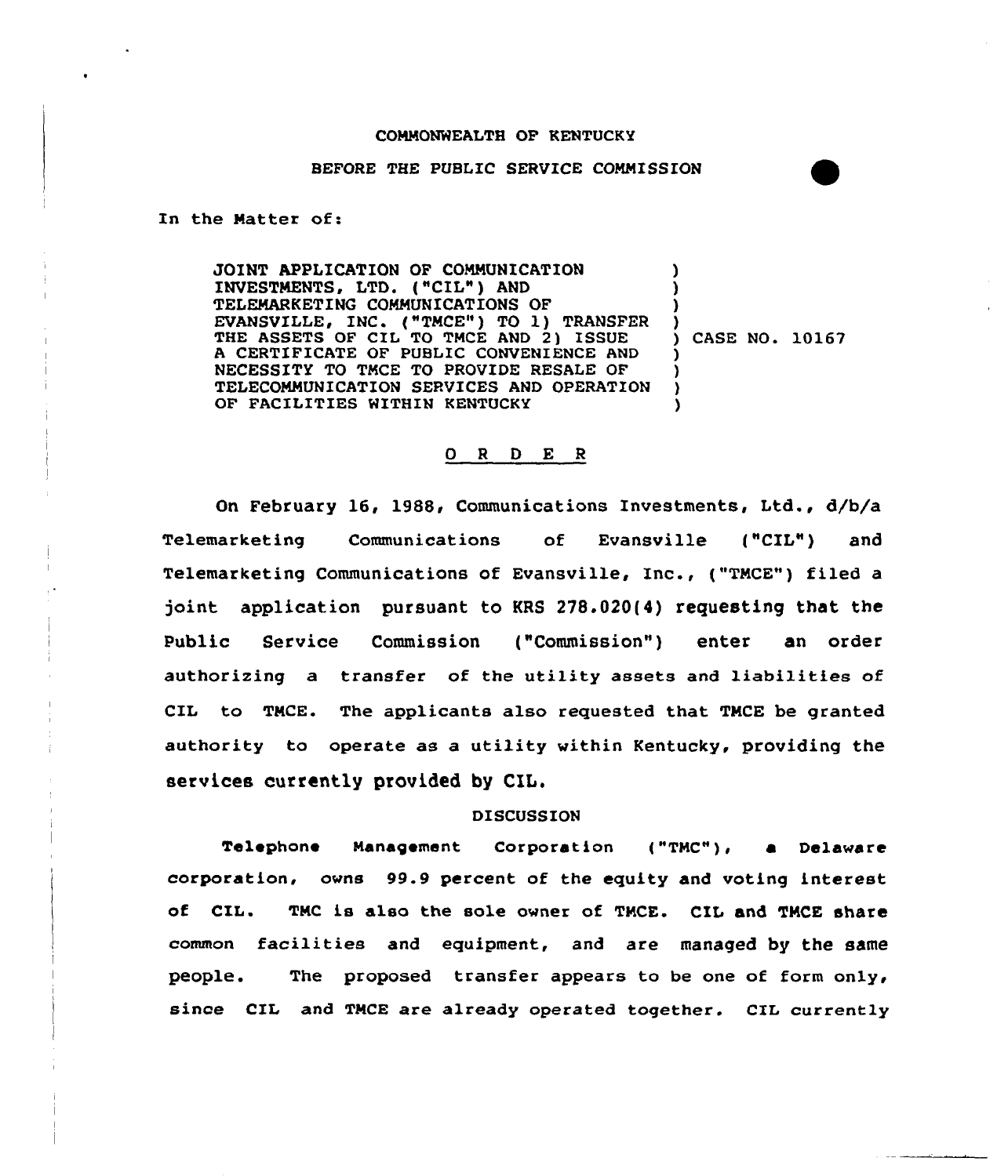COMMONWEALTH OF KENTUCKY

BEFORE THE PUBLIC SERVICE COMMISSION

In the Matter of:

| | | |
|---|---|---|
| JOINT APPLICATION OF COMMUNICATION INVESTMENTS, LTD. ("CIL") AND TELEMARKETING COMMUNICATIONS OF EVANSVILLE, INC. ("TMCE") TO 1) TRANSFER THE ASSETS OF CIL TO TMCE AND 2) ISSUE A CERTIFICATE OF PUBLIC CONVENIENCE AND NECESSITY TO TMCE TO PROVIDE RESALE OF TELECOMMUNICATION SERVICES AND OPERATION OF FACILITIES WITHIN KENTUCKY | ) | CASE NO. 10167 |

## O R D E R

On February 16, 1988, Communications Investments, Ltd., d/b/a Telemarketing Communications of Evansville ("CIL") and Telemarketing Communications of Evansville, Inc., ("TMCE") filed a joint application pursuant to KRS 278.020(4) requesting that the Public Service Commission ("Commission") enter an order authorizing a transfer of the utility assets and liabilities of CIL to TMCE. The applicants also requested that TMCE be granted authority to operate as a utility within Kentucky, providing the services currently provided by CIL.

### DISCUSSION

Telephone Management Corporation ("TMC"), a Delaware corporation, owns 99.9 percent of the equity and voting interest of CIL. TMC is also the sole owner of TMCE. CIL and TMCE share common facilities and equipment, and are managed by the same people. The proposed transfer appears to be one of form only, since CIL and TMCE are already operated together. CIL currently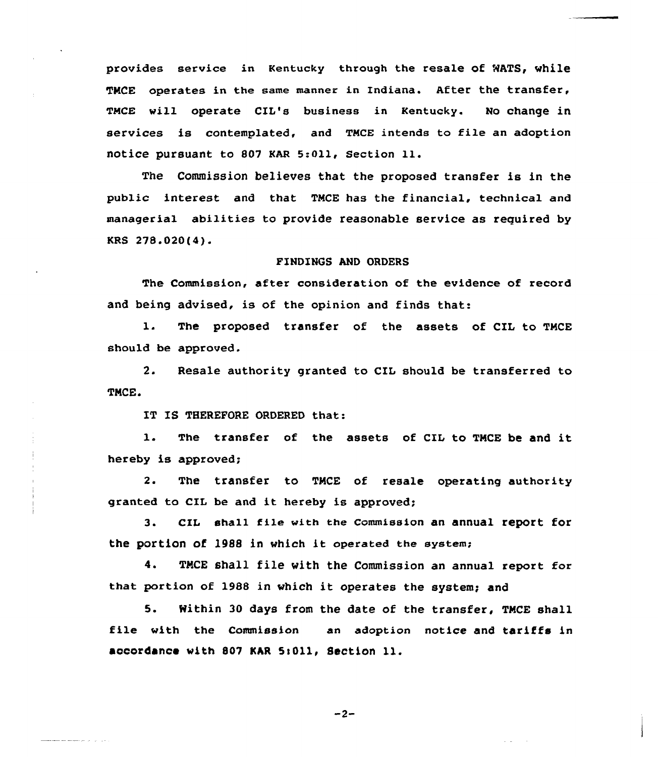provides service in Kentucky through the resale of WATS, while TMCE operates in the same manner in Indiana. After the transfer, TMCE will operate CIL's business in Kentucky. No change in services is contemplated, and TMCE intends to file an adoption notice pursuant to 807 KAR 5:011, Section 11.

The Commission believes that the proposed transfer is in the public interest and that TMCE has the financial, technical and managerial abilities to provide reasonable service as required by KRS 278.020(4).

## FINDINGS AND ORDERS

The Commission, after consideration of the evidence of record and being advised, is of the opinion and finds that:

1. The proposed transfer of the assets of CIL to TMCE should be approved.

2. Resale authority granted to CIL should be transferred to TMCE.

IT IS THEREFORE ORDERED that:

1. The transfer of the assets of CIL to TMCE be and it hereby is approved;

2. The transfer to TMCE of resale operating authority granted to CIL be and it hereby is approved;

3. CIL shall file with the Commission an annual report for the portion of 1988 in which it operated the system;

4. TMCE shall file with the Commission an annual report for that portion of 1988 in which it operates the system; and

5. Within 30 days from the date of the transfer, TMCE shall file with the Commission an adoption notice and tariffs in accordance with 807 KAR 5:011, Section 11.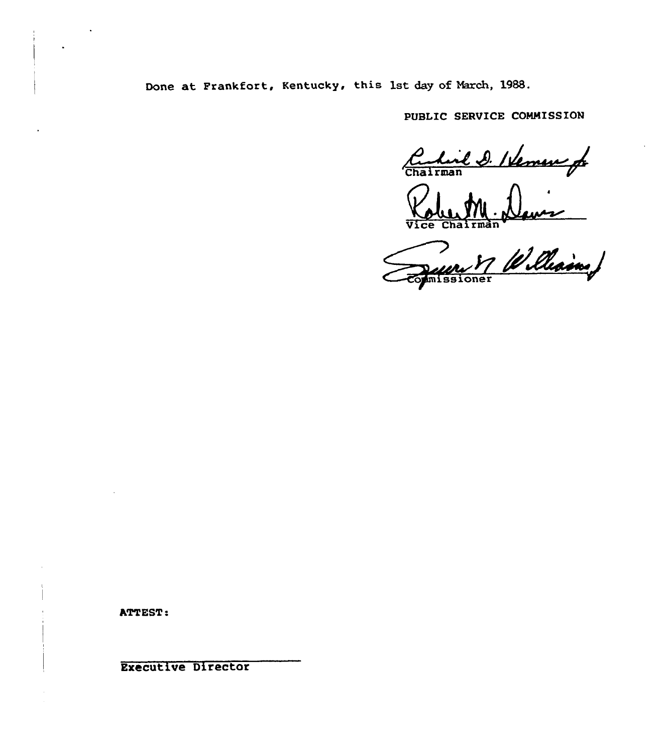Done at Frankfort, Kentucky, this 1st day of March, 1988.

PUBLIC SERVICE COMMISSION

Chairman

Vice Chairman

Commissioner

ATTEST:

Executive Director